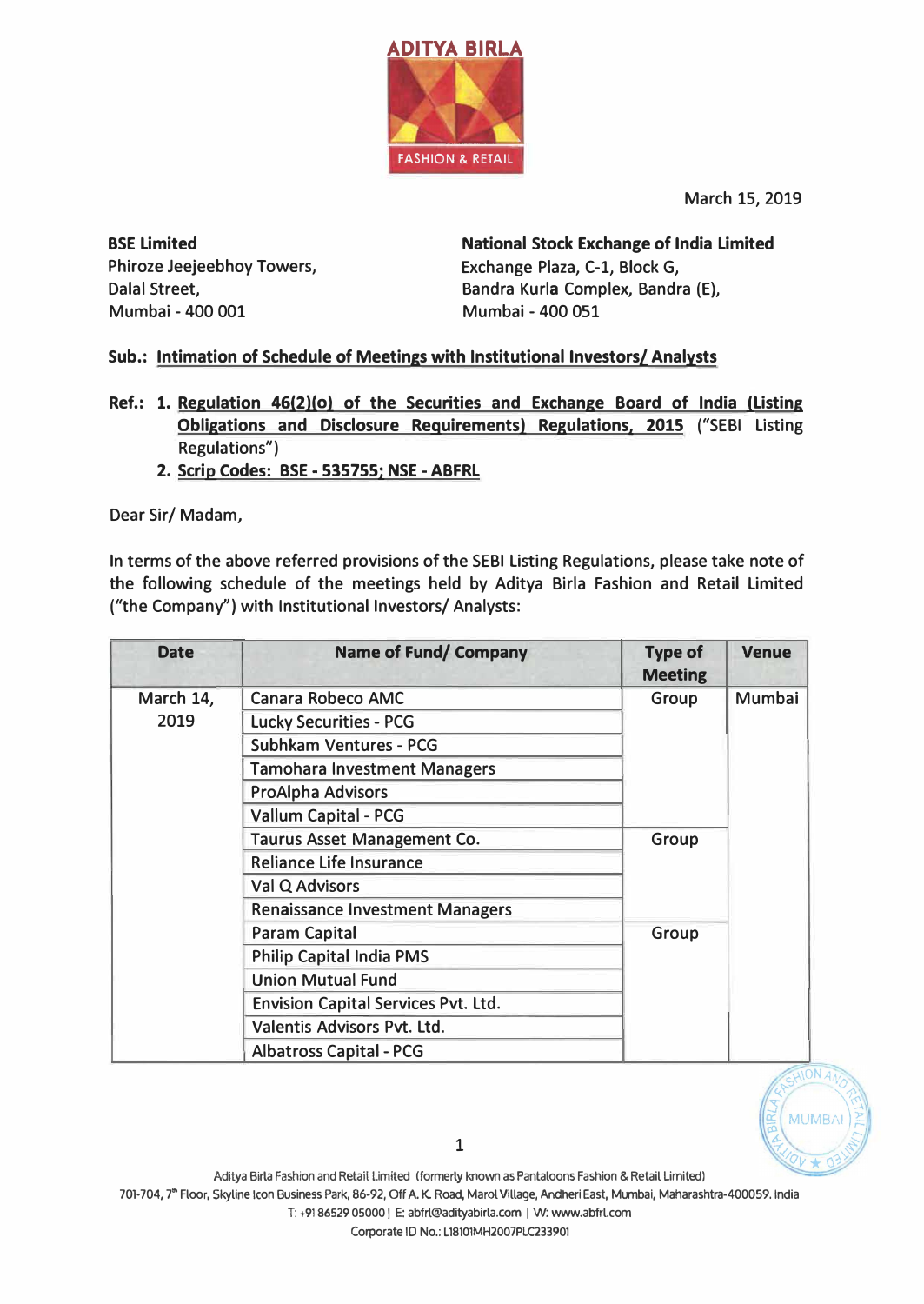March 15, 2019

**BSE Limited**
Phiroze Jeejeebhoy Towers,
Dalal Street,
Mumbai - 400 001

**National Stock Exchange of India Limited**
Exchange Plaza, C-1, Block G,
Bandra Kurla Complex, Bandra (E),
Mumbai - 400 051

**Sub.: Intimation of Schedule of Meetings with Institutional Investors/ Analysts**

**Ref.:**
1. **Regulation 46(2)(o) of the Securities and Exchange Board of India (Listing Obligations and Disclosure Requirements) Regulations, 2015** ("SEBI Listing Regulations")
2. **Scrip Codes: BSE - 535755; NSE - ABFRL**

Dear Sir/ Madam,

In terms of the above referred provisions of the SEBI Listing Regulations, please take note of the following schedule of the meetings held by Aditya Birla Fashion and Retail Limited ("the Company") with Institutional Investors/ Analysts:

| Date | Name of Fund/ Company | Type of Meeting | Venue |
|---|---|---|---|
| March 14, 2019 | Canara Robeco AMC | Group | Mumbai |
| | Lucky Securities - PCG | | |
| | Subhkam Ventures - PCG | | |
| | Tamohara Investment Managers | | |
| | ProAlpha Advisors | | |
| | Vallum Capital - PCG | | |
| | Taurus Asset Management Co. | Group | |
| | Reliance Life Insurance | | |
| | Val Q Advisors | | |
| | Renaissance Investment Managers | | |
| | Param Capital | Group | |
| | Philip Capital India PMS | | |
| | Union Mutual Fund | | |
| | Envision Capital Services Pvt. Ltd. | | |
| | Valentis Advisors Pvt. Ltd. | | |
| | Albatross Capital - PCG | | |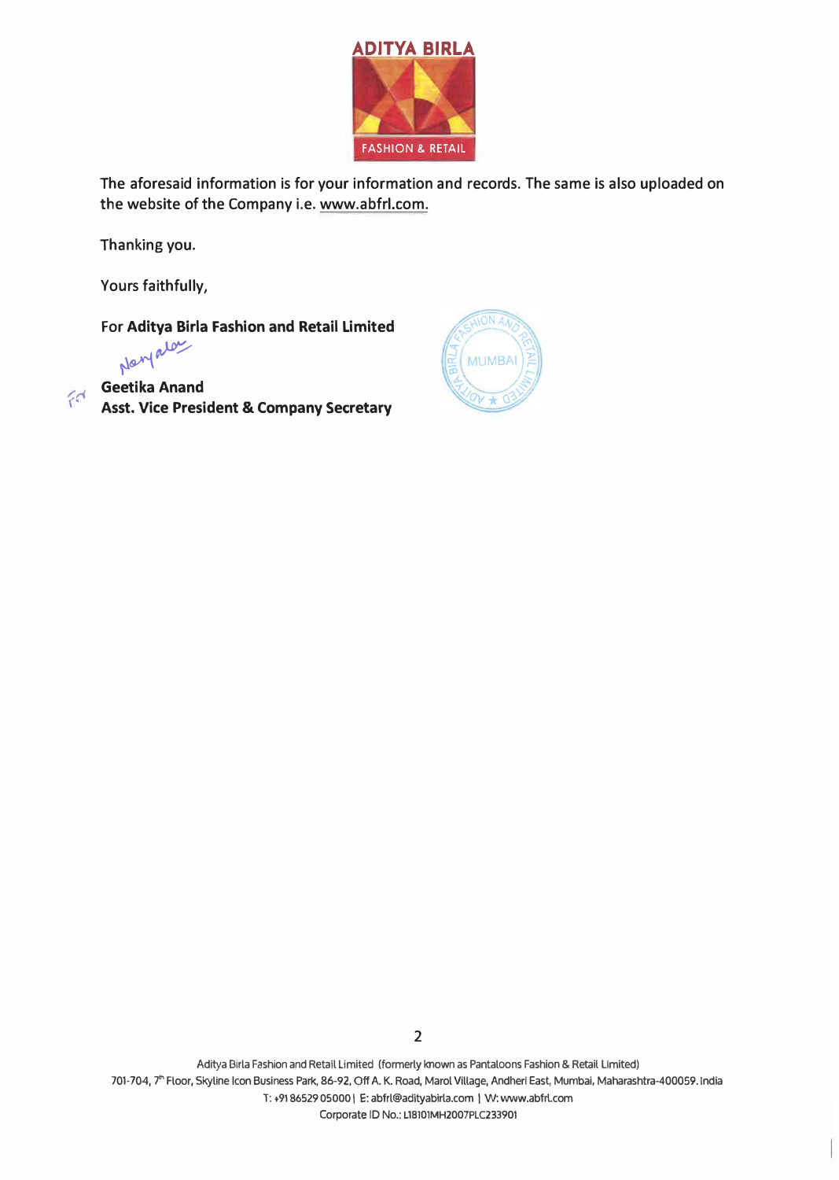The aforesaid information is for your information and records. The same is also uploaded on the website of the Company i.e. www.abfrl.com.

Thanking you.

Yours faithfully,

For **Aditya Birla Fashion and Retail Limited**

**Geetika Anand**
**Asst. Vice President & Company Secretary**

Aditya Birla Fashion and Retail Limited (formerly known as Pantaloons Fashion & Retail Limited)
701-704, 7th Floor, Skyline Icon Business Park, 86-92, Off A. K. Road, Marol Village, Andheri East, Mumbai, Maharashtra-400059. India
T: +91 86529 05000 | E: abfrl@adityabirla.com | W: www.abfrl.com
Corporate ID No.: L18101MH2007PLC233901